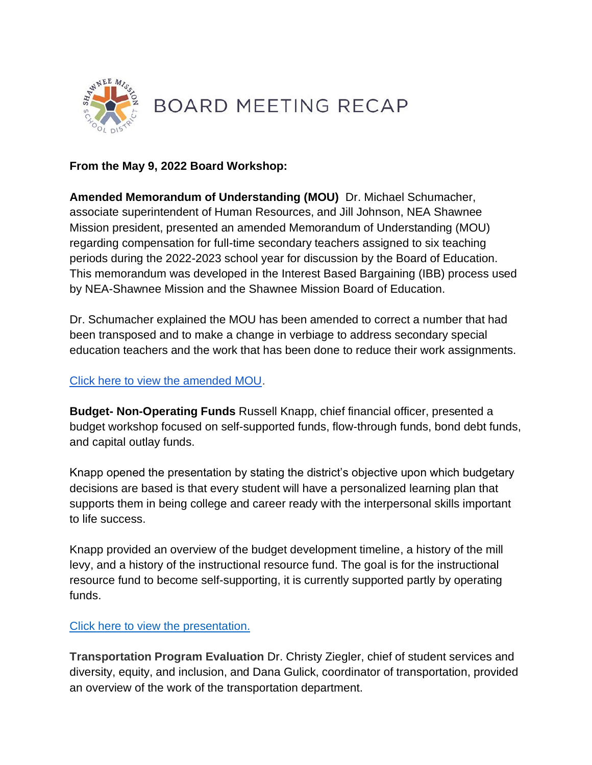# BOARD MEETING RECAP

**From the May 9, 2022 Board Workshop:**

**Amended Memorandum of Understanding (MOU)** Dr. Michael Schumacher, associate superintendent of Human Resources, and Jill Johnson, NEA Shawnee Mission president, presented an amended Memorandum of Understanding (MOU) regarding compensation for full-time secondary teachers assigned to six teaching periods during the 2022-2023 school year for discussion by the Board of Education. This memorandum was developed in the Interest Based Bargaining (IBB) process used by NEA-Shawnee Mission and the Shawnee Mission Board of Education.

Dr. Schumacher explained the MOU has been amended to correct a number that had been transposed and to make a change in verbiage to address secondary special education teachers and the work that has been done to reduce their work assignments.

Click here to view the amended MOU.

**Budget- Non-Operating Funds** Russell Knapp, chief financial officer, presented a budget workshop focused on self-supported funds, flow-through funds, bond debt funds, and capital outlay funds.

Knapp opened the presentation by stating the district's objective upon which budgetary decisions are based is that every student will have a personalized learning plan that supports them in being college and career ready with the interpersonal skills important to life success.

Knapp provided an overview of the budget development timeline, a history of the mill levy, and a history of the instructional resource fund. The goal is for the instructional resource fund to become self-supporting, it is currently supported partly by operating funds.

Click here to view the presentation.

**Transportation Program Evaluation** Dr. Christy Ziegler, chief of student services and diversity, equity, and inclusion, and Dana Gulick, coordinator of transportation, provided an overview of the work of the transportation department.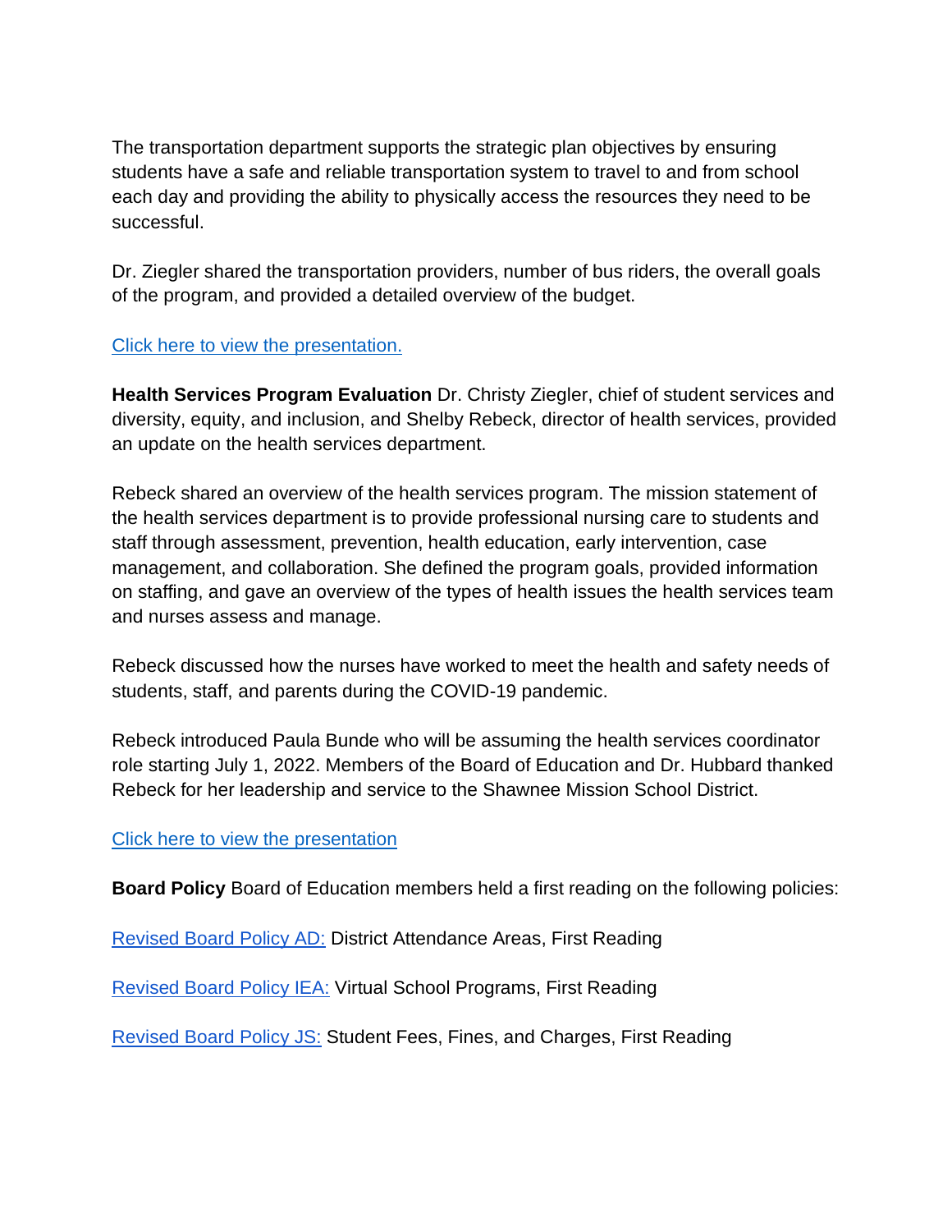The transportation department supports the strategic plan objectives by ensuring students have a safe and reliable transportation system to travel to and from school each day and providing the ability to physically access the resources they need to be successful.

Dr. Ziegler shared the transportation providers, number of bus riders, the overall goals of the program, and provided a detailed overview of the budget.

Click here to view the presentation.

**Health Services Program Evaluation** Dr. Christy Ziegler, chief of student services and diversity, equity, and inclusion, and Shelby Rebeck, director of health services, provided an update on the health services department.

Rebeck shared an overview of the health services program. The mission statement of the health services department is to provide professional nursing care to students and staff through assessment, prevention, health education, early intervention, case management, and collaboration. She defined the program goals, provided information on staffing, and gave an overview of the types of health issues the health services team and nurses assess and manage.

Rebeck discussed how the nurses have worked to meet the health and safety needs of students, staff, and parents during the COVID-19 pandemic.

Rebeck introduced Paula Bunde who will be assuming the health services coordinator role starting July 1, 2022. Members of the Board of Education and Dr. Hubbard thanked Rebeck for her leadership and service to the Shawnee Mission School District.

Click here to view the presentation

**Board Policy** Board of Education members held a first reading on the following policies:

Revised Board Policy AD: District Attendance Areas, First Reading

Revised Board Policy IEA: Virtual School Programs, First Reading

Revised Board Policy JS: Student Fees, Fines, and Charges, First Reading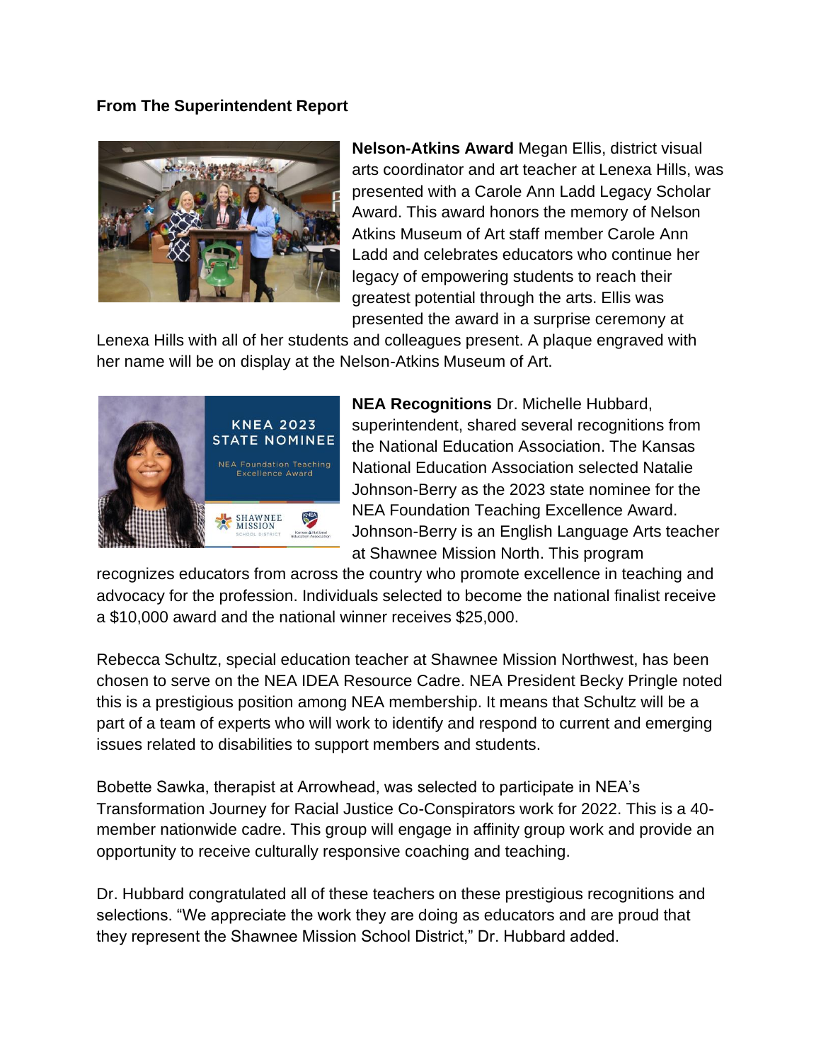**From The Superintendent Report**

**Nelson-Atkins Award** Megan Ellis, district visual arts coordinator and art teacher at Lenexa Hills, was presented with a Carole Ann Ladd Legacy Scholar Award. This award honors the memory of Nelson Atkins Museum of Art staff member Carole Ann Ladd and celebrates educators who continue her legacy of empowering students to reach their greatest potential through the arts. Ellis was presented the award in a surprise ceremony at Lenexa Hills with all of her students and colleagues present. A plaque engraved with her name will be on display at the Nelson-Atkins Museum of Art.

**NEA Recognitions** Dr. Michelle Hubbard, superintendent, shared several recognitions from the National Education Association. The Kansas National Education Association selected Natalie Johnson-Berry as the 2023 state nominee for the NEA Foundation Teaching Excellence Award. Johnson-Berry is an English Language Arts teacher at Shawnee Mission North. This program recognizes educators from across the country who promote excellence in teaching and advocacy for the profession. Individuals selected to become the national finalist receive a $10,000 award and the national winner receives $25,000.

Rebecca Schultz, special education teacher at Shawnee Mission Northwest, has been chosen to serve on the NEA IDEA Resource Cadre. NEA President Becky Pringle noted this is a prestigious position among NEA membership. It means that Schultz will be a part of a team of experts who will work to identify and respond to current and emerging issues related to disabilities to support members and students.

Bobette Sawka, therapist at Arrowhead, was selected to participate in NEA's Transformation Journey for Racial Justice Co-Conspirators work for 2022. This is a 40-member nationwide cadre. This group will engage in affinity group work and provide an opportunity to receive culturally responsive coaching and teaching.

Dr. Hubbard congratulated all of these teachers on these prestigious recognitions and selections. "We appreciate the work they are doing as educators and are proud that they represent the Shawnee Mission School District," Dr. Hubbard added.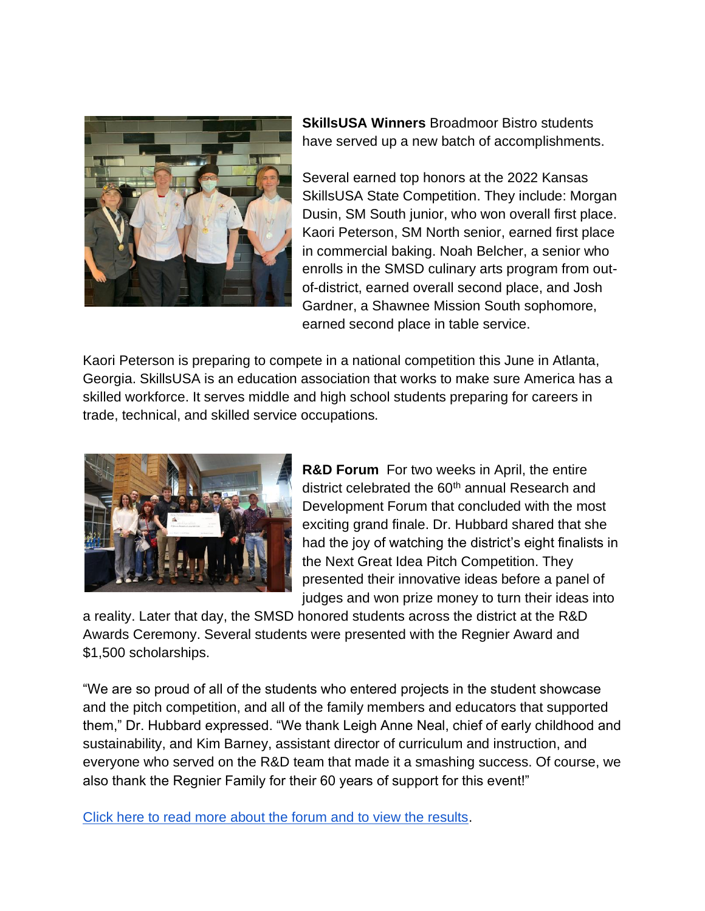**SkillsUSA Winners** Broadmoor Bistro students have served up a new batch of accomplishments.

Several earned top honors at the 2022 Kansas SkillsUSA State Competition. They include: Morgan Dusin, SM South junior, who won overall first place. Kaori Peterson, SM North senior, earned first place in commercial baking. Noah Belcher, a senior who enrolls in the SMSD culinary arts program from out-of-district, earned overall second place, and Josh Gardner, a Shawnee Mission South sophomore, earned second place in table service.

Kaori Peterson is preparing to compete in a national competition this June in Atlanta, Georgia. SkillsUSA is an education association that works to make sure America has a skilled workforce. It serves middle and high school students preparing for careers in trade, technical, and skilled service occupations.

**R&D Forum** For two weeks in April, the entire district celebrated the 60th annual Research and Development Forum that concluded with the most exciting grand finale. Dr. Hubbard shared that she had the joy of watching the district's eight finalists in the Next Great Idea Pitch Competition. They presented their innovative ideas before a panel of judges and won prize money to turn their ideas into a reality. Later that day, the SMSD honored students across the district at the R&D Awards Ceremony. Several students were presented with the Regnier Award and $1,500 scholarships.

"We are so proud of all of the students who entered projects in the student showcase and the pitch competition, and all of the family members and educators that supported them," Dr. Hubbard expressed. "We thank Leigh Anne Neal, chief of early childhood and sustainability, and Kim Barney, assistant director of curriculum and instruction, and everyone who served on the R&D team that made it a smashing success. Of course, we also thank the Regnier Family for their 60 years of support for this event!"

Click here to read more about the forum and to view the results.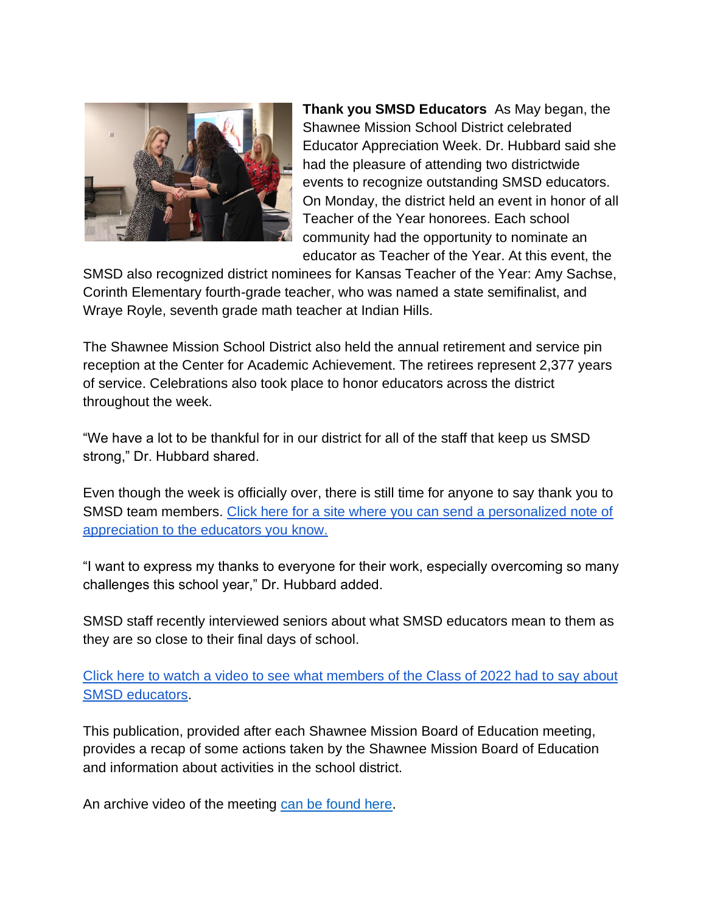**Thank you SMSD Educators** As May began, the Shawnee Mission School District celebrated Educator Appreciation Week. Dr. Hubbard said she had the pleasure of attending two districtwide events to recognize outstanding SMSD educators. On Monday, the district held an event in honor of all Teacher of the Year honorees. Each school community had the opportunity to nominate an educator as Teacher of the Year. At this event, the SMSD also recognized district nominees for Kansas Teacher of the Year: Amy Sachse, Corinth Elementary fourth-grade teacher, who was named a state semifinalist, and Wraye Royle, seventh grade math teacher at Indian Hills.

The Shawnee Mission School District also held the annual retirement and service pin reception at the Center for Academic Achievement. The retirees represent 2,377 years of service. Celebrations also took place to honor educators across the district throughout the week.

"We have a lot to be thankful for in our district for all of the staff that keep us SMSD strong," Dr. Hubbard shared.

Even though the week is officially over, there is still time for anyone to say thank you to SMSD team members. Click here for a site where you can send a personalized note of appreciation to the educators you know.

"I want to express my thanks to everyone for their work, especially overcoming so many challenges this school year," Dr. Hubbard added.

SMSD staff recently interviewed seniors about what SMSD educators mean to them as they are so close to their final days of school.

Click here to watch a video to see what members of the Class of 2022 had to say about SMSD educators.

This publication, provided after each Shawnee Mission Board of Education meeting, provides a recap of some actions taken by the Shawnee Mission Board of Education and information about activities in the school district.

An archive video of the meeting can be found here.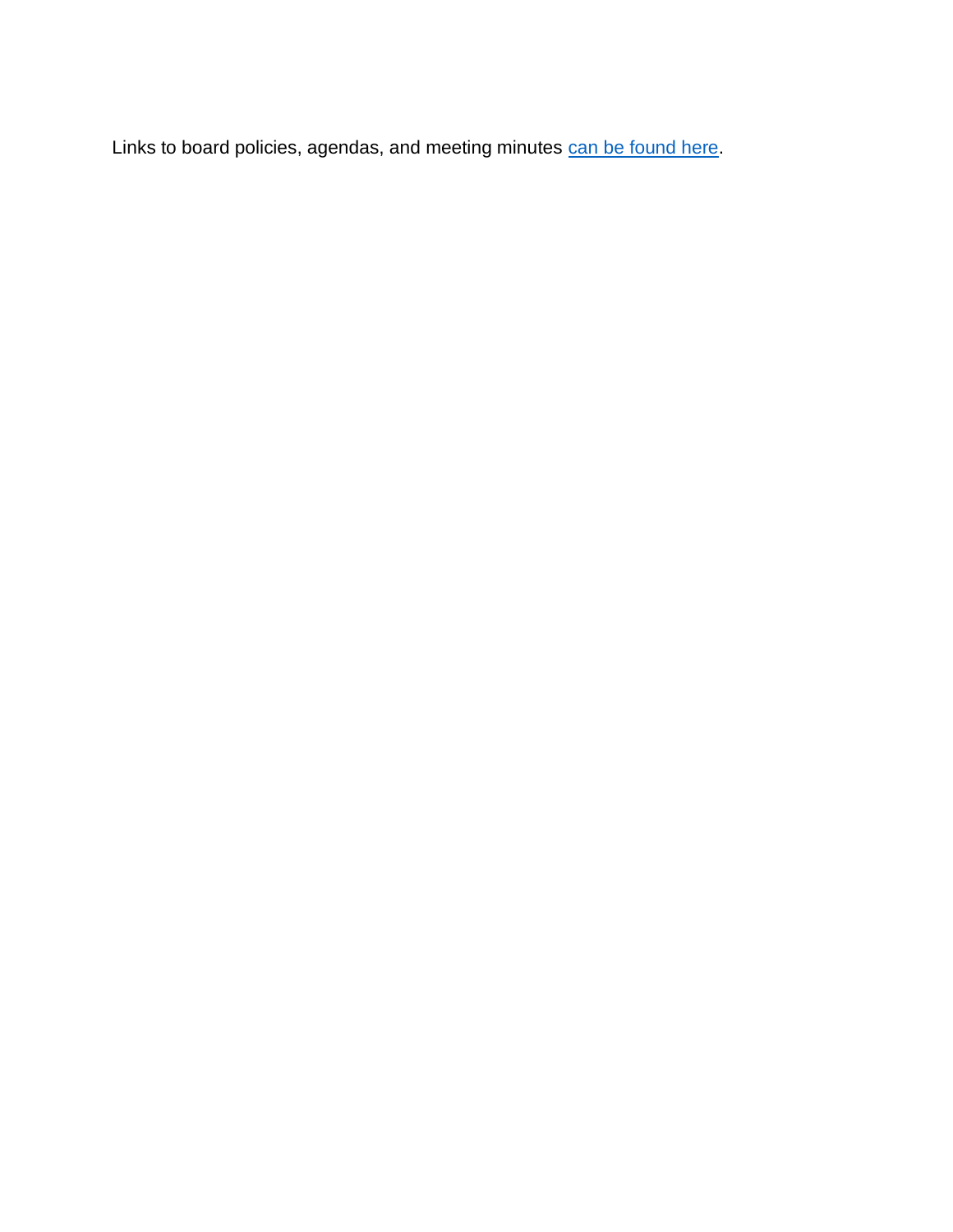Links to board policies, agendas, and meeting minutes can be found here.